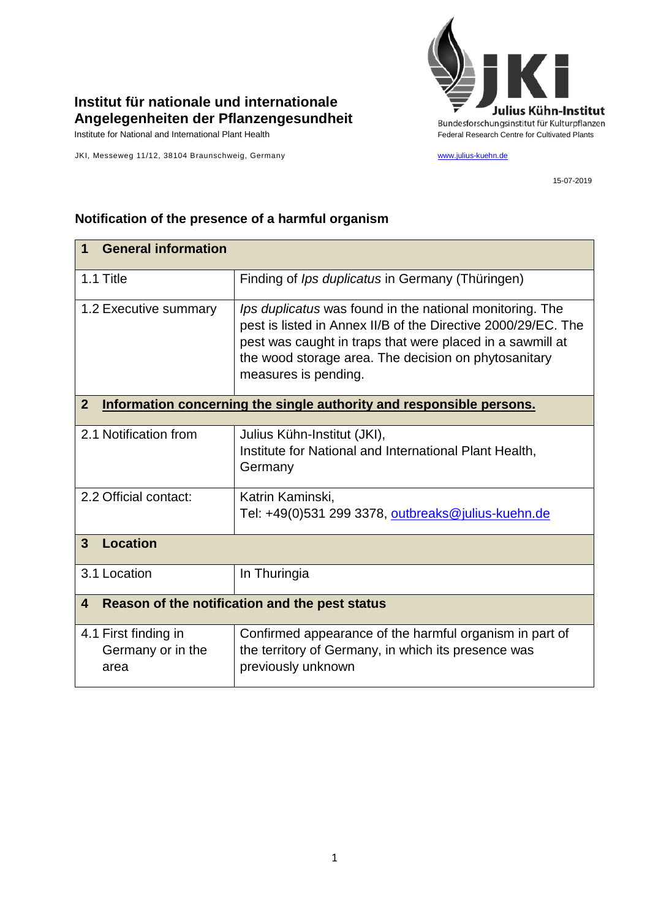**Institut für nationale und internationale Angelegenheiten der Pflanzengesundheit**

Institute for National and International Plant Health

JKI, Messeweg 11/12, 38104 Braunschweig, Germany

Julius Kühn-Institut
Bundesforschungsinstitut für Kulturpflanzen
Federal Research Centre for Cultivated Plants

www.julius-kuehn.de

15-07-2019

## Notification of the presence of a harmful organism

| **1 General information** | |
|---|---|
| 1.1 Title | Finding of *Ips duplicatus* in Germany (Thüringen) |
| 1.2 Executive summary | *Ips duplicatus* was found in the national monitoring. The pest is listed in Annex II/B of the Directive 2000/29/EC. The pest was caught in traps that were placed in a sawmill at the wood storage area. The decision on phytosanitary measures is pending. |
| **2 Information concerning the single authority and responsible persons.** | |
| 2.1 Notification from | Julius Kühn-Institut (JKI), Institute for National and International Plant Health, Germany |
| 2.2 Official contact: | Katrin Kaminski, Tel: +49(0)531 299 3378, outbreaks@julius-kuehn.de |
| **3 Location** | |
| 3.1 Location | In Thuringia |
| **4 Reason of the notification and the pest status** | |
| 4.1 First finding in Germany or in the area | Confirmed appearance of the harmful organism in part of the territory of Germany, in which its presence was previously unknown |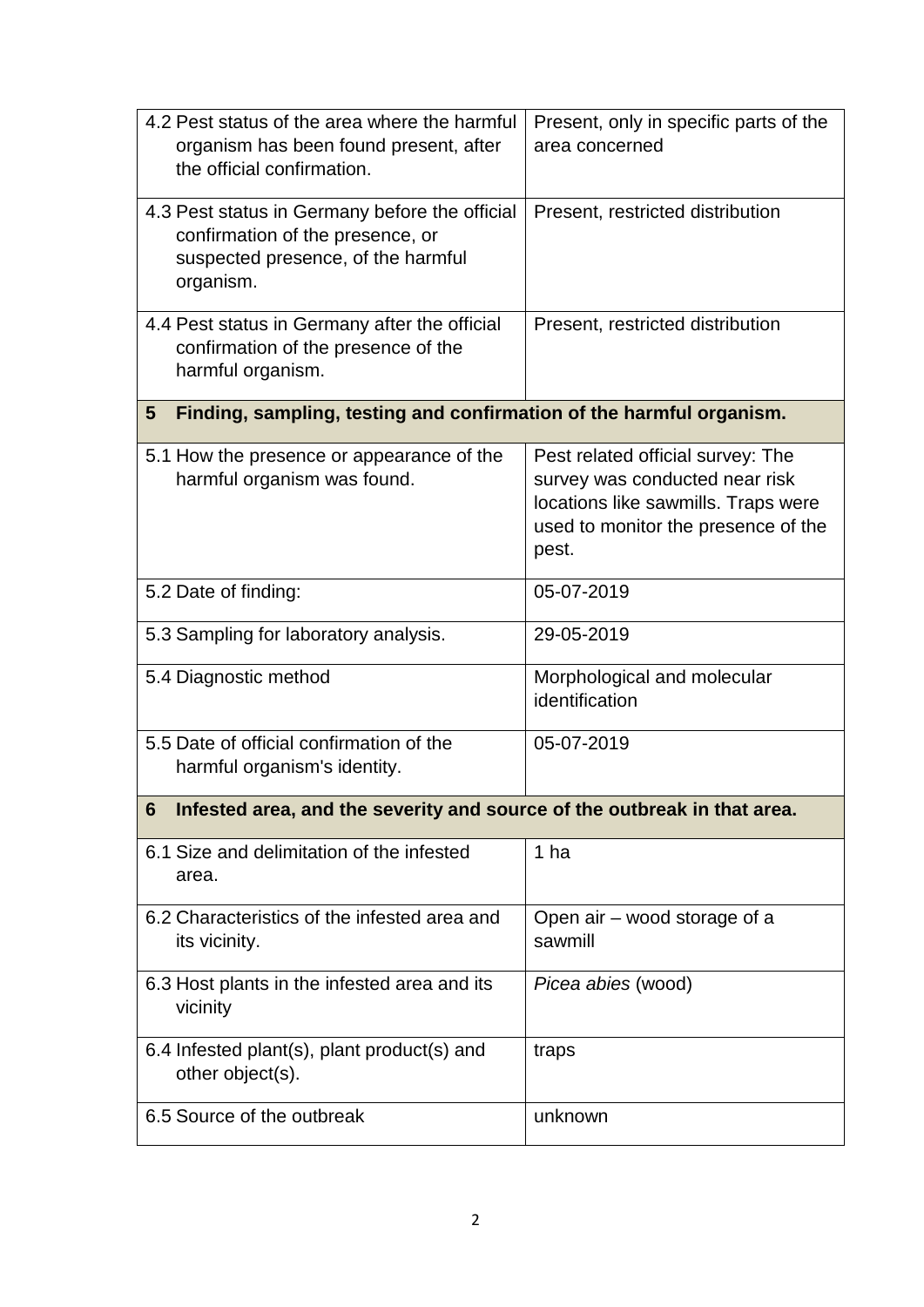| | |
|---|---|
| 4.2 Pest status of the area where the harmful organism has been found present, after the official confirmation. | Present, only in specific parts of the area concerned |
| 4.3 Pest status in Germany before the official confirmation of the presence, or suspected presence, of the harmful organism. | Present, restricted distribution |
| 4.4 Pest status in Germany after the official confirmation of the presence of the harmful organism. | Present, restricted distribution |
| **5 Finding, sampling, testing and confirmation of the harmful organism.** | |
| 5.1 How the presence or appearance of the harmful organism was found. | Pest related official survey: The survey was conducted near risk locations like sawmills. Traps were used to monitor the presence of the pest. |
| 5.2 Date of finding: | 05-07-2019 |
| 5.3 Sampling for laboratory analysis. | 29-05-2019 |
| 5.4 Diagnostic method | Morphological and molecular identification |
| 5.5 Date of official confirmation of the harmful organism's identity. | 05-07-2019 |
| **6 Infested area, and the severity and source of the outbreak in that area.** | |
| 6.1 Size and delimitation of the infested area. | 1 ha |
| 6.2 Characteristics of the infested area and its vicinity. | Open air – wood storage of a sawmill |
| 6.3 Host plants in the infested area and its vicinity | *Picea abies* (wood) |
| 6.4 Infested plant(s), plant product(s) and other object(s). | traps |
| 6.5 Source of the outbreak | unknown |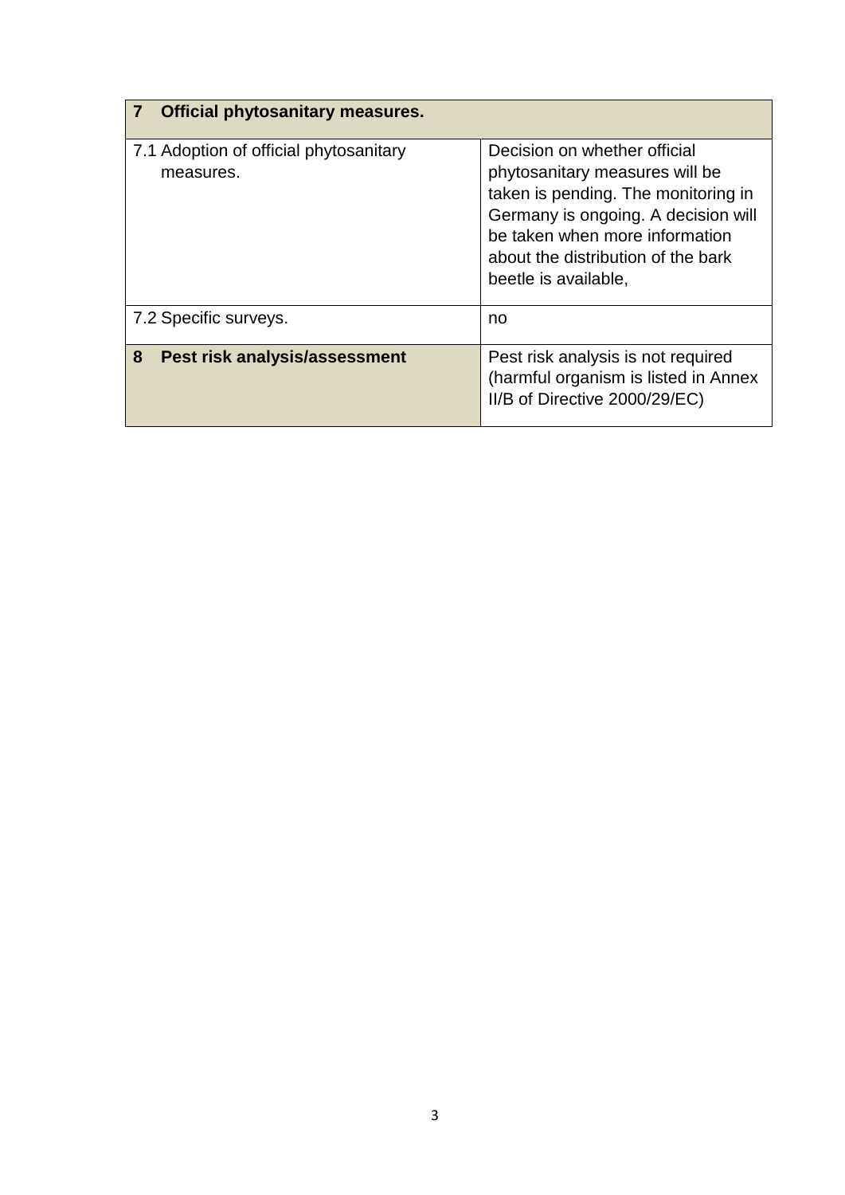| | |
|---|---|
| **7 Official phytosanitary measures.** | |
| 7.1 Adoption of official phytosanitary measures. | Decision on whether official phytosanitary measures will be taken is pending. The monitoring in Germany is ongoing. A decision will be taken when more information about the distribution of the bark beetle is available, |
| 7.2 Specific surveys. | no |
| **8 Pest risk analysis/assessment** | Pest risk analysis is not required (harmful organism is listed in Annex II/B of Directive 2000/29/EC) |